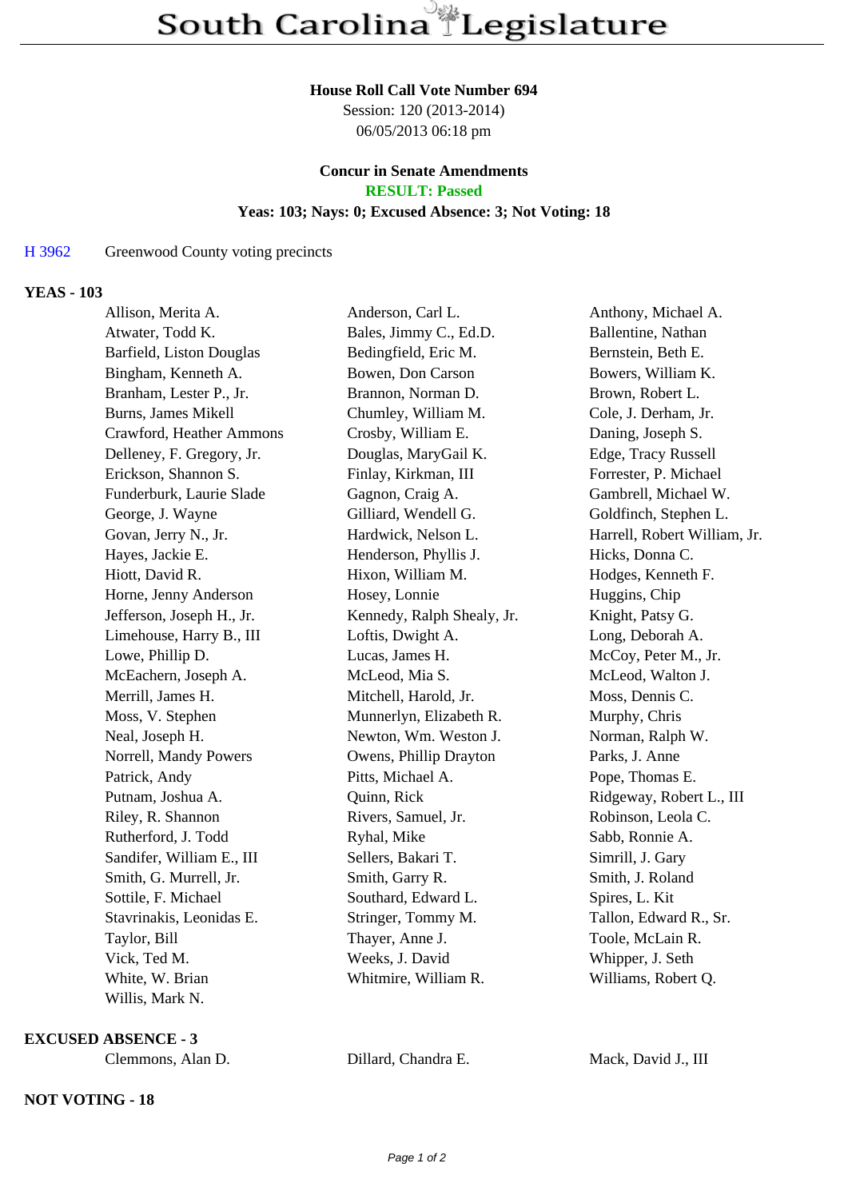# South Carolina Legislature

**House Roll Call Vote Number 694**
Session: 120 (2013-2014)
06/05/2013 06:18 pm

**Concur in Senate Amendments**
**RESULT: Passed**
**Yeas: 103; Nays: 0; Excused Absence: 3; Not Voting: 18**

H 3962 Greenwood County voting precincts

**YEAS - 103**

| | | |
|---|---|---|
| Allison, Merita A. | Anderson, Carl L. | Anthony, Michael A. |
| Atwater, Todd K. | Bales, Jimmy C., Ed.D. | Ballentine, Nathan |
| Barfield, Liston Douglas | Bedingfield, Eric M. | Bernstein, Beth E. |
| Bingham, Kenneth A. | Bowen, Don Carson | Bowers, William K. |
| Branham, Lester P., Jr. | Brannon, Norman D. | Brown, Robert L. |
| Burns, James Mikell | Chumley, William M. | Cole, J. Derham, Jr. |
| Crawford, Heather Ammons | Crosby, William E. | Daning, Joseph S. |
| Delleney, F. Gregory, Jr. | Douglas, MaryGail K. | Edge, Tracy Russell |
| Erickson, Shannon S. | Finlay, Kirkman, III | Forrester, P. Michael |
| Funderburk, Laurie Slade | Gagnon, Craig A. | Gambrell, Michael W. |
| George, J. Wayne | Gilliard, Wendell G. | Goldfinch, Stephen L. |
| Govan, Jerry N., Jr. | Hardwick, Nelson L. | Harrell, Robert William, Jr. |
| Hayes, Jackie E. | Henderson, Phyllis J. | Hicks, Donna C. |
| Hiott, David R. | Hixon, William M. | Hodges, Kenneth F. |
| Horne, Jenny Anderson | Hosey, Lonnie | Huggins, Chip |
| Jefferson, Joseph H., Jr. | Kennedy, Ralph Shealy, Jr. | Knight, Patsy G. |
| Limehouse, Harry B., III | Loftis, Dwight A. | Long, Deborah A. |
| Lowe, Phillip D. | Lucas, James H. | McCoy, Peter M., Jr. |
| McEachern, Joseph A. | McLeod, Mia S. | McLeod, Walton J. |
| Merrill, James H. | Mitchell, Harold, Jr. | Moss, Dennis C. |
| Moss, V. Stephen | Munnerlyn, Elizabeth R. | Murphy, Chris |
| Neal, Joseph H. | Newton, Wm. Weston J. | Norman, Ralph W. |
| Norrell, Mandy Powers | Owens, Phillip Drayton | Parks, J. Anne |
| Patrick, Andy | Pitts, Michael A. | Pope, Thomas E. |
| Putnam, Joshua A. | Quinn, Rick | Ridgeway, Robert L., III |
| Riley, R. Shannon | Rivers, Samuel, Jr. | Robinson, Leola C. |
| Rutherford, J. Todd | Ryhal, Mike | Sabb, Ronnie A. |
| Sandifer, William E., III | Sellers, Bakari T. | Simrill, J. Gary |
| Smith, G. Murrell, Jr. | Smith, Garry R. | Smith, J. Roland |
| Sottile, F. Michael | Southard, Edward L. | Spires, L. Kit |
| Stavrinakis, Leonidas E. | Stringer, Tommy M. | Tallon, Edward R., Sr. |
| Taylor, Bill | Thayer, Anne J. | Toole, McLain R. |
| Vick, Ted M. | Weeks, J. David | Whipper, J. Seth |
| White, W. Brian | Whitmire, William R. | Williams, Robert Q. |
| Willis, Mark N. | | |

**EXCUSED ABSENCE - 3**

| | | |
|---|---|---|
| Clemmons, Alan D. | Dillard, Chandra E. | Mack, David J., III |

**NOT VOTING - 18**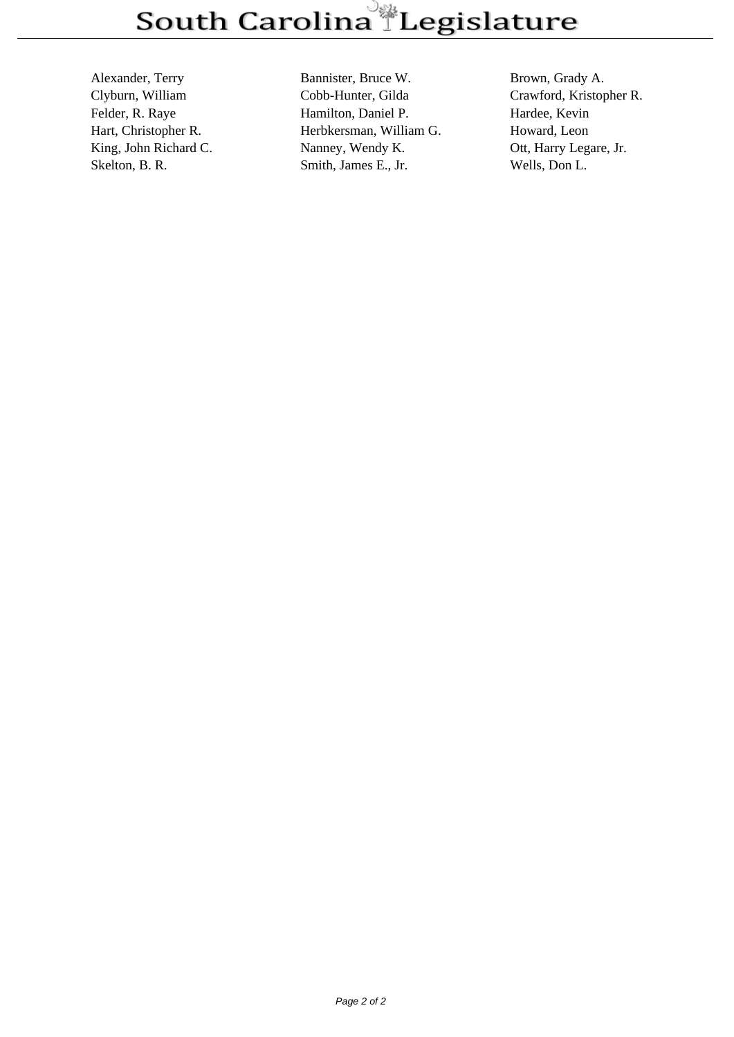| | | |
|---|---|---|
| Alexander, Terry | Bannister, Bruce W. | Brown, Grady A. |
| Clyburn, William | Cobb-Hunter, Gilda | Crawford, Kristopher R. |
| Felder, R. Raye | Hamilton, Daniel P. | Hardee, Kevin |
| Hart, Christopher R. | Herbkersman, William G. | Howard, Leon |
| King, John Richard C. | Nanney, Wendy K. | Ott, Harry Legare, Jr. |
| Skelton, B. R. | Smith, James E., Jr. | Wells, Don L. |